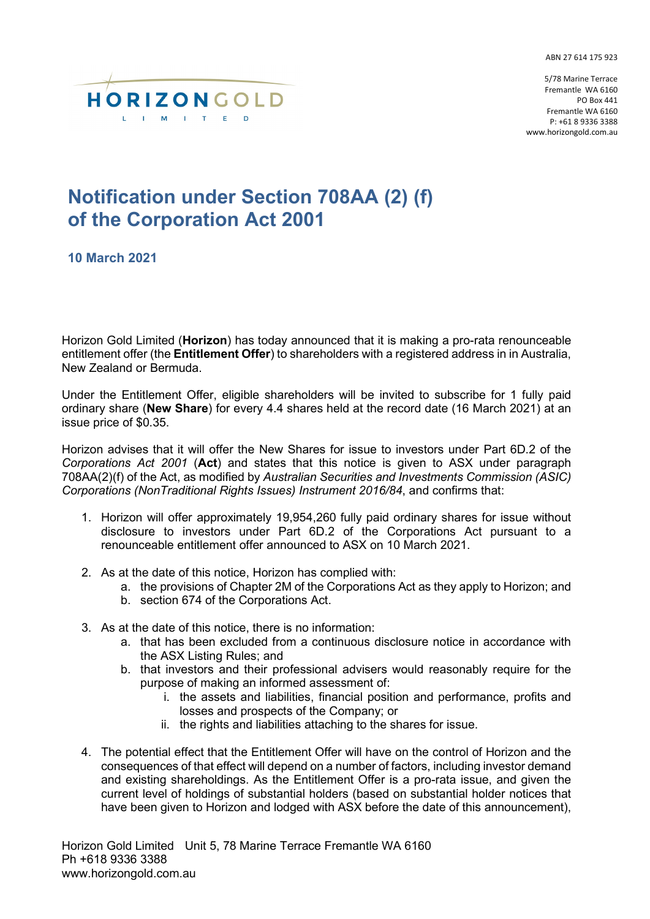ABN 27 614 175 923

HORIZON GOLD LIMITED

5/78 Marine Terrace
Fremantle WA 6160
PO Box 441
Fremantle WA 6160
P: +61 8 9336 3388
www.horizongold.com.au

# Notification under Section 708AA (2) (f) of the Corporation Act 2001

**10 March 2021**

Horizon Gold Limited (**Horizon**) has today announced that it is making a pro-rata renounceable entitlement offer (the **Entitlement Offer**) to shareholders with a registered address in in Australia, New Zealand or Bermuda.

Under the Entitlement Offer, eligible shareholders will be invited to subscribe for 1 fully paid ordinary share (**New Share**) for every 4.4 shares held at the record date (16 March 2021) at an issue price of $0.35.

Horizon advises that it will offer the New Shares for issue to investors under Part 6D.2 of the *Corporations Act 2001* (**Act**) and states that this notice is given to ASX under paragraph 708AA(2)(f) of the Act, as modified by *Australian Securities and Investments Commission (ASIC) Corporations (NonTraditional Rights Issues) Instrument 2016/84*, and confirms that:

1. Horizon will offer approximately 19,954,260 fully paid ordinary shares for issue without disclosure to investors under Part 6D.2 of the Corporations Act pursuant to a renounceable entitlement offer announced to ASX on 10 March 2021.
2. As at the date of this notice, Horizon has complied with:
   a. the provisions of Chapter 2M of the Corporations Act as they apply to Horizon; and
   b. section 674 of the Corporations Act.
3. As at the date of this notice, there is no information:
   a. that has been excluded from a continuous disclosure notice in accordance with the ASX Listing Rules; and
   b. that investors and their professional advisers would reasonably require for the purpose of making an informed assessment of:
      i. the assets and liabilities, financial position and performance, profits and losses and prospects of the Company; or
      ii. the rights and liabilities attaching to the shares for issue.
4. The potential effect that the Entitlement Offer will have on the control of Horizon and the consequences of that effect will depend on a number of factors, including investor demand and existing shareholdings. As the Entitlement Offer is a pro-rata issue, and given the current level of holdings of substantial holders (based on substantial holder notices that have been given to Horizon and lodged with ASX before the date of this announcement),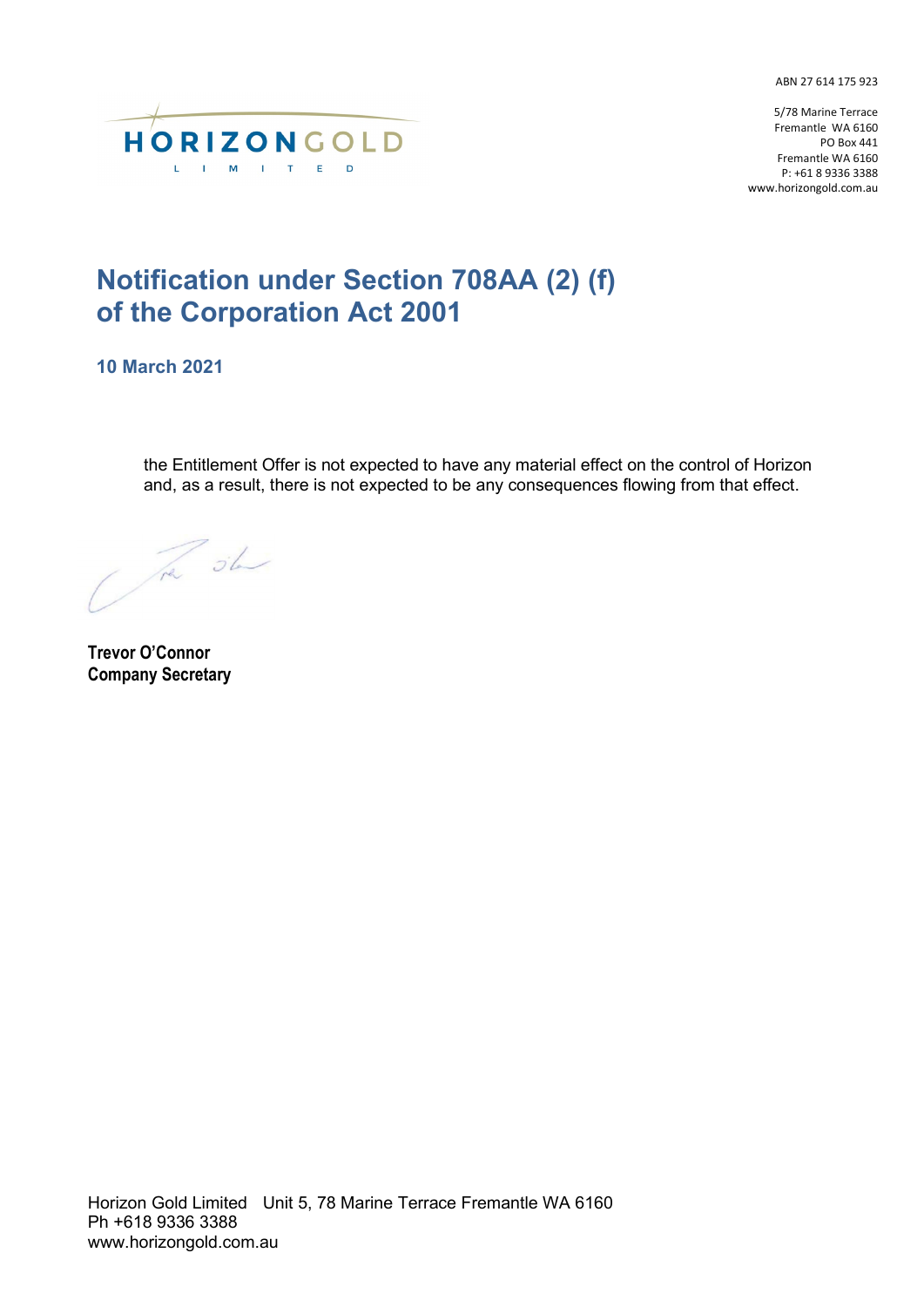# Notification under Section 708AA (2) (f) of the Corporation Act 2001

**10 March 2021**

the Entitlement Offer is not expected to have any material effect on the control of Horizon and, as a result, there is not expected to be any consequences flowing from that effect.

**Trevor O'Connor**
**Company Secretary**